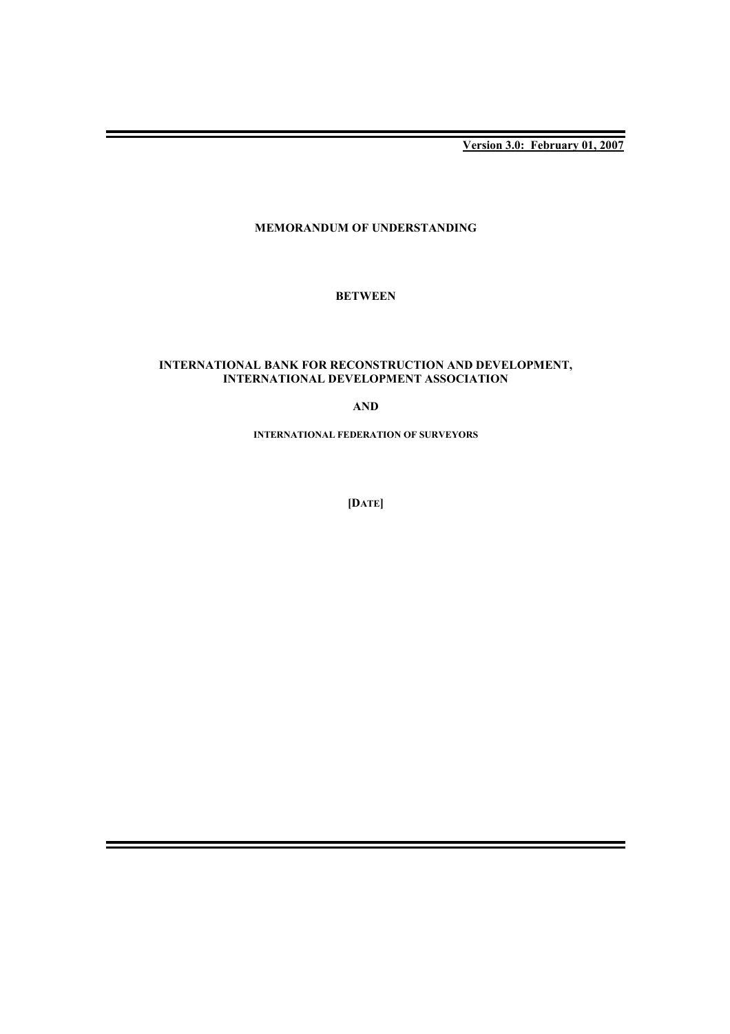**Version 3.0: February 01, 2007**

**MEMORANDUM OF UNDERSTANDING**

**BETWEEN**

**INTERNATIONAL BANK FOR RECONSTRUCTION AND DEVELOPMENT, INTERNATIONAL DEVELOPMENT ASSOCIATION**

**AND**

**INTERNATIONAL FEDERATION OF SURVEYORS**

**[DATE]**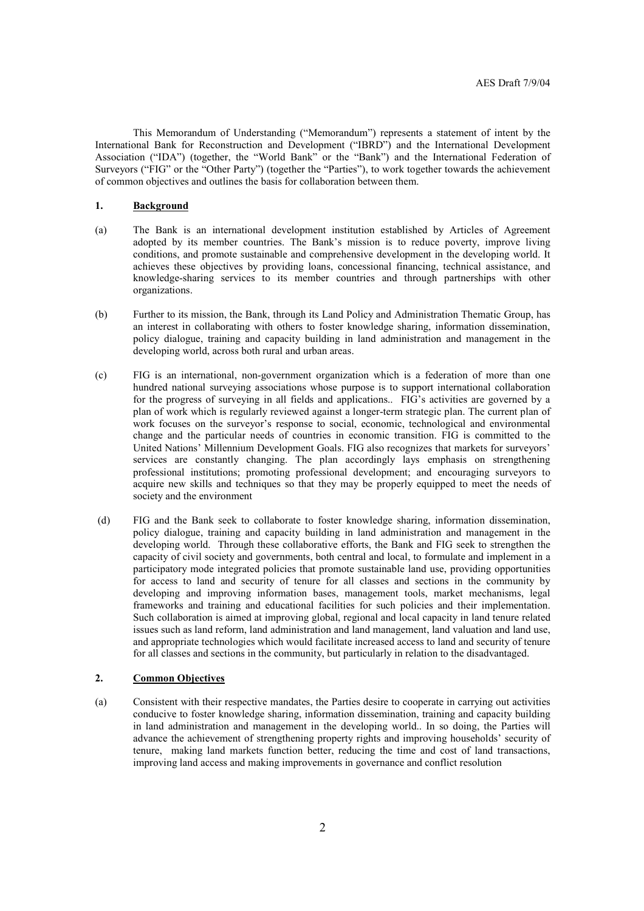This Memorandum of Understanding ("Memorandum") represents a statement of intent by the International Bank for Reconstruction and Development ("IBRD") and the International Development Association ("IDA") (together, the "World Bank" or the "Bank") and the International Federation of Surveyors ("FIG" or the "Other Party") (together the "Parties"), to work together towards the achievement of common objectives and outlines the basis for collaboration between them.

## 1. Background

(a) The Bank is an international development institution established by Articles of Agreement adopted by its member countries. The Bank's mission is to reduce poverty, improve living conditions, and promote sustainable and comprehensive development in the developing world. It achieves these objectives by providing loans, concessional financing, technical assistance, and knowledge-sharing services to its member countries and through partnerships with other organizations.

(b) Further to its mission, the Bank, through its Land Policy and Administration Thematic Group, has an interest in collaborating with others to foster knowledge sharing, information dissemination, policy dialogue, training and capacity building in land administration and management in the developing world, across both rural and urban areas.

(c) FIG is an international, non-government organization which is a federation of more than one hundred national surveying associations whose purpose is to support international collaboration for the progress of surveying in all fields and applications.. FIG's activities are governed by a plan of work which is regularly reviewed against a longer-term strategic plan. The current plan of work focuses on the surveyor's response to social, economic, technological and environmental change and the particular needs of countries in economic transition. FIG is committed to the United Nations' Millennium Development Goals. FIG also recognizes that markets for surveyors' services are constantly changing. The plan accordingly lays emphasis on strengthening professional institutions; promoting professional development; and encouraging surveyors to acquire new skills and techniques so that they may be properly equipped to meet the needs of society and the environment

(d) FIG and the Bank seek to collaborate to foster knowledge sharing, information dissemination, policy dialogue, training and capacity building in land administration and management in the developing world. Through these collaborative efforts, the Bank and FIG seek to strengthen the capacity of civil society and governments, both central and local, to formulate and implement in a participatory mode integrated policies that promote sustainable land use, providing opportunities for access to land and security of tenure for all classes and sections in the community by developing and improving information bases, management tools, market mechanisms, legal frameworks and training and educational facilities for such policies and their implementation. Such collaboration is aimed at improving global, regional and local capacity in land tenure related issues such as land reform, land administration and land management, land valuation and land use, and appropriate technologies which would facilitate increased access to land and security of tenure for all classes and sections in the community, but particularly in relation to the disadvantaged.

## 2. Common Objectives

(a) Consistent with their respective mandates, the Parties desire to cooperate in carrying out activities conducive to foster knowledge sharing, information dissemination, training and capacity building in land administration and management in the developing world.. In so doing, the Parties will advance the achievement of strengthening property rights and improving households' security of tenure, making land markets function better, reducing the time and cost of land transactions, improving land access and making improvements in governance and conflict resolution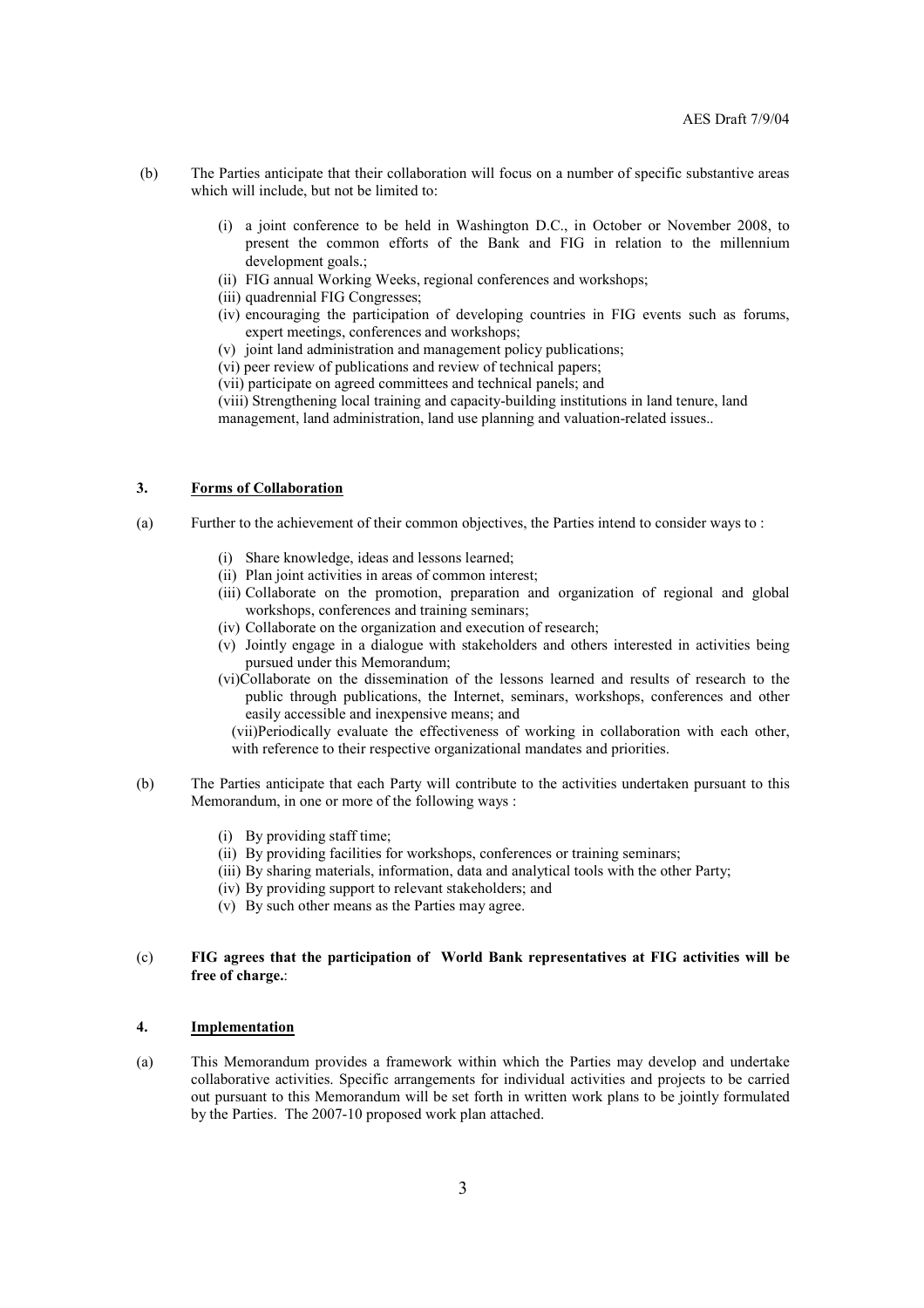(b) The Parties anticipate that their collaboration will focus on a number of specific substantive areas which will include, but not be limited to:

  (i) a joint conference to be held in Washington D.C., in October or November 2008, to present the common efforts of the Bank and FIG in relation to the millennium development goals.;
  (ii) FIG annual Working Weeks, regional conferences and workshops;
  (iii) quadrennial FIG Congresses;
  (iv) encouraging the participation of developing countries in FIG events such as forums, expert meetings, conferences and workshops;
  (v) joint land administration and management policy publications;
  (vi) peer review of publications and review of technical papers;
  (vii) participate on agreed committees and technical panels; and
  (viii) Strengthening local training and capacity-building institutions in land tenure, land management, land administration, land use planning and valuation-related issues..

### 3. Forms of Collaboration

(a) Further to the achievement of their common objectives, the Parties intend to consider ways to :

  (i) Share knowledge, ideas and lessons learned;
  (ii) Plan joint activities in areas of common interest;
  (iii) Collaborate on the promotion, preparation and organization of regional and global workshops, conferences and training seminars;
  (iv) Collaborate on the organization and execution of research;
  (v) Jointly engage in a dialogue with stakeholders and others interested in activities being pursued under this Memorandum;
  (vi)Collaborate on the dissemination of the lessons learned and results of research to the public through publications, the Internet, seminars, workshops, conferences and other easily accessible and inexpensive means; and
  (vii)Periodically evaluate the effectiveness of working in collaboration with each other, with reference to their respective organizational mandates and priorities.

(b) The Parties anticipate that each Party will contribute to the activities undertaken pursuant to this Memorandum, in one or more of the following ways :

  (i) By providing staff time;
  (ii) By providing facilities for workshops, conferences or training seminars;
  (iii) By sharing materials, information, data and analytical tools with the other Party;
  (iv) By providing support to relevant stakeholders; and
  (v) By such other means as the Parties may agree.

(c) **FIG agrees that the participation of World Bank representatives at FIG activities will be free of charge.**:

### 4. Implementation

(a) This Memorandum provides a framework within which the Parties may develop and undertake collaborative activities. Specific arrangements for individual activities and projects to be carried out pursuant to this Memorandum will be set forth in written work plans to be jointly formulated by the Parties. The 2007-10 proposed work plan attached.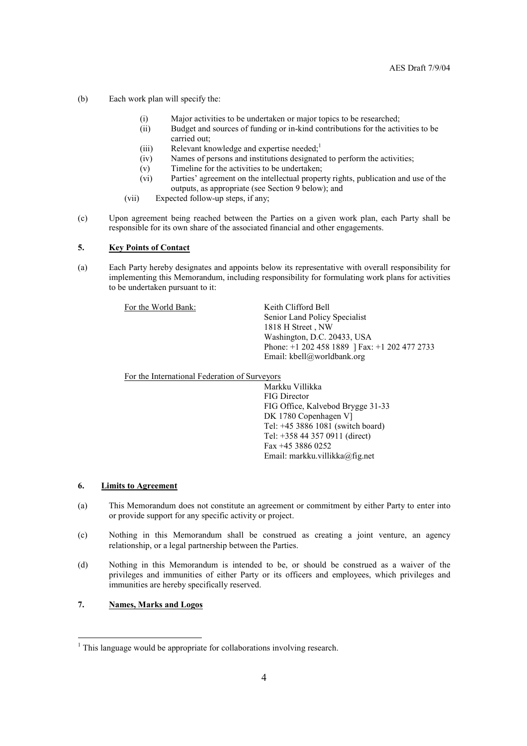(b) Each work plan will specify the:

- (i) Major activities to be undertaken or major topics to be researched;
- (ii) Budget and sources of funding or in-kind contributions for the activities to be carried out;
- (iii) Relevant knowledge and expertise needed;[1]
- (iv) Names of persons and institutions designated to perform the activities;
- (v) Timeline for the activities to be undertaken;
- (vi) Parties' agreement on the intellectual property rights, publication and use of the outputs, as appropriate (see Section 9 below); and
- (vii) Expected follow-up steps, if any;

(c) Upon agreement being reached between the Parties on a given work plan, each Party shall be responsible for its own share of the associated financial and other engagements.

## 5. Key Points of Contact

(a) Each Party hereby designates and appoints below its representative with overall responsibility for implementing this Memorandum, including responsibility for formulating work plans for activities to be undertaken pursuant to it:

For the World Bank:

Keith Clifford Bell
Senior Land Policy Specialist
1818 H Street , NW
Washington, D.C. 20433, USA
Phone: +1 202 458 1889 ] Fax: +1 202 477 2733
Email: kbell@worldbank.org

For the International Federation of Surveyors

Markku Villikka
FIG Director
FIG Office, Kalvebod Brygge 31-33
DK 1780 Copenhagen V]
Tel: +45 3886 1081 (switch board)
Tel: +358 44 357 0911 (direct)
Fax +45 3886 0252
Email: markku.villikka@fig.net

## 6. Limits to Agreement

(a) This Memorandum does not constitute an agreement or commitment by either Party to enter into or provide support for any specific activity or project.

(c) Nothing in this Memorandum shall be construed as creating a joint venture, an agency relationship, or a legal partnership between the Parties.

(d) Nothing in this Memorandum is intended to be, or should be construed as a waiver of the privileges and immunities of either Party or its officers and employees, which privileges and immunities are hereby specifically reserved.

## 7. Names, Marks and Logos

[1] This language would be appropriate for collaborations involving research.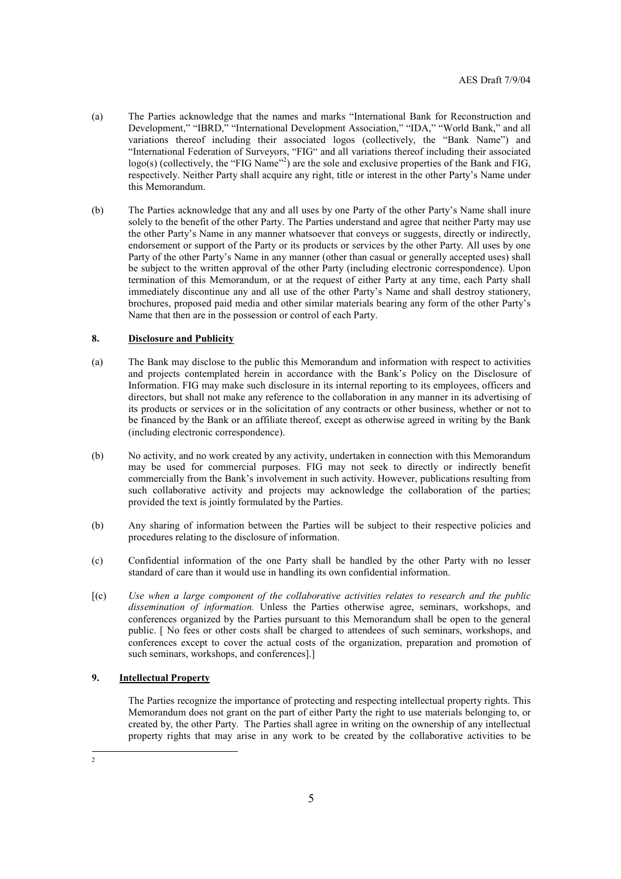(a) The Parties acknowledge that the names and marks "International Bank for Reconstruction and Development," "IBRD," "International Development Association," "IDA," "World Bank," and all variations thereof including their associated logos (collectively, the "Bank Name") and "International Federation of Surveyors, "FIG" and all variations thereof including their associated logo(s) (collectively, the "FIG Name"[2]) are the sole and exclusive properties of the Bank and FIG, respectively. Neither Party shall acquire any right, title or interest in the other Party's Name under this Memorandum.

(b) The Parties acknowledge that any and all uses by one Party of the other Party's Name shall inure solely to the benefit of the other Party. The Parties understand and agree that neither Party may use the other Party's Name in any manner whatsoever that conveys or suggests, directly or indirectly, endorsement or support of the Party or its products or services by the other Party. All uses by one Party of the other Party's Name in any manner (other than casual or generally accepted uses) shall be subject to the written approval of the other Party (including electronic correspondence). Upon termination of this Memorandum, or at the request of either Party at any time, each Party shall immediately discontinue any and all use of the other Party's Name and shall destroy stationery, brochures, proposed paid media and other similar materials bearing any form of the other Party's Name that then are in the possession or control of each Party.

## 8. Disclosure and Publicity

(a) The Bank may disclose to the public this Memorandum and information with respect to activities and projects contemplated herein in accordance with the Bank's Policy on the Disclosure of Information. FIG may make such disclosure in its internal reporting to its employees, officers and directors, but shall not make any reference to the collaboration in any manner in its advertising of its products or services or in the solicitation of any contracts or other business, whether or not to be financed by the Bank or an affiliate thereof, except as otherwise agreed in writing by the Bank (including electronic correspondence).

(b) No activity, and no work created by any activity, undertaken in connection with this Memorandum may be used for commercial purposes. FIG may not seek to directly or indirectly benefit commercially from the Bank's involvement in such activity. However, publications resulting from such collaborative activity and projects may acknowledge the collaboration of the parties; provided the text is jointly formulated by the Parties.

(b) Any sharing of information between the Parties will be subject to their respective policies and procedures relating to the disclosure of information.

(c) Confidential information of the one Party shall be handled by the other Party with no lesser standard of care than it would use in handling its own confidential information.

[(c) *Use when a large component of the collaborative activities relates to research and the public dissemination of information.* Unless the Parties otherwise agree, seminars, workshops, and conferences organized by the Parties pursuant to this Memorandum shall be open to the general public. [ No fees or other costs shall be charged to attendees of such seminars, workshops, and conferences except to cover the actual costs of the organization, preparation and promotion of such seminars, workshops, and conferences].]

## 9. Intellectual Property

The Parties recognize the importance of protecting and respecting intellectual property rights. This Memorandum does not grant on the part of either Party the right to use materials belonging to, or created by, the other Party. The Parties shall agree in writing on the ownership of any intellectual property rights that may arise in any work to be created by the collaborative activities to be

---

[2]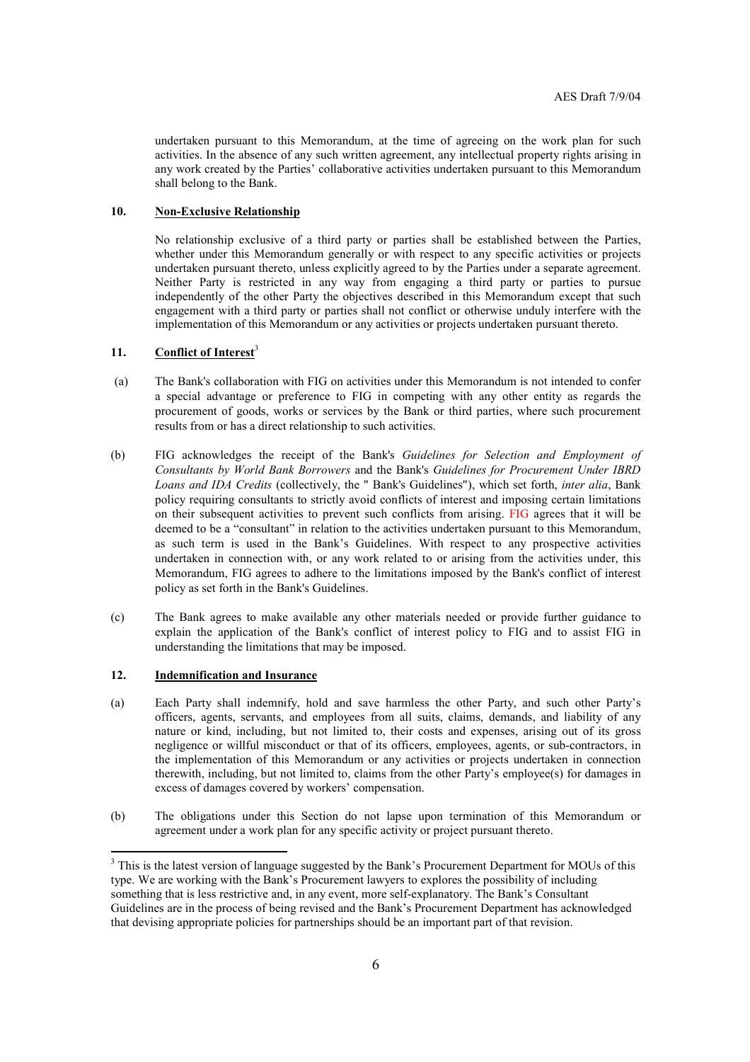undertaken pursuant to this Memorandum, at the time of agreeing on the work plan for such activities. In the absence of any such written agreement, any intellectual property rights arising in any work created by the Parties' collaborative activities undertaken pursuant to this Memorandum shall belong to the Bank.

**10. Non-Exclusive Relationship**

No relationship exclusive of a third party or parties shall be established between the Parties, whether under this Memorandum generally or with respect to any specific activities or projects undertaken pursuant thereto, unless explicitly agreed to by the Parties under a separate agreement. Neither Party is restricted in any way from engaging a third party or parties to pursue independently of the other Party the objectives described in this Memorandum except that such engagement with a third party or parties shall not conflict or otherwise unduly interfere with the implementation of this Memorandum or any activities or projects undertaken pursuant thereto.

**11. Conflict of Interest**[3]

(a) The Bank's collaboration with FIG on activities under this Memorandum is not intended to confer a special advantage or preference to FIG in competing with any other entity as regards the procurement of goods, works or services by the Bank or third parties, where such procurement results from or has a direct relationship to such activities.

(b) FIG acknowledges the receipt of the Bank's *Guidelines for Selection and Employment of Consultants by World Bank Borrowers* and the Bank's *Guidelines for Procurement Under IBRD Loans and IDA Credits* (collectively, the " Bank's Guidelines"), which set forth, *inter alia*, Bank policy requiring consultants to strictly avoid conflicts of interest and imposing certain limitations on their subsequent activities to prevent such conflicts from arising. FIG agrees that it will be deemed to be a "consultant" in relation to the activities undertaken pursuant to this Memorandum, as such term is used in the Bank's Guidelines. With respect to any prospective activities undertaken in connection with, or any work related to or arising from the activities under, this Memorandum, FIG agrees to adhere to the limitations imposed by the Bank's conflict of interest policy as set forth in the Bank's Guidelines.

(c) The Bank agrees to make available any other materials needed or provide further guidance to explain the application of the Bank's conflict of interest policy to FIG and to assist FIG in understanding the limitations that may be imposed.

**12. Indemnification and Insurance**

(a) Each Party shall indemnify, hold and save harmless the other Party, and such other Party's officers, agents, servants, and employees from all suits, claims, demands, and liability of any nature or kind, including, but not limited to, their costs and expenses, arising out of its gross negligence or willful misconduct or that of its officers, employees, agents, or sub-contractors, in the implementation of this Memorandum or any activities or projects undertaken in connection therewith, including, but not limited to, claims from the other Party's employee(s) for damages in excess of damages covered by workers' compensation.

(b) The obligations under this Section do not lapse upon termination of this Memorandum or agreement under a work plan for any specific activity or project pursuant thereto.

---

[3] This is the latest version of language suggested by the Bank's Procurement Department for MOUs of this type. We are working with the Bank's Procurement lawyers to explores the possibility of including something that is less restrictive and, in any event, more self-explanatory. The Bank's Consultant Guidelines are in the process of being revised and the Bank's Procurement Department has acknowledged that devising appropriate policies for partnerships should be an important part of that revision.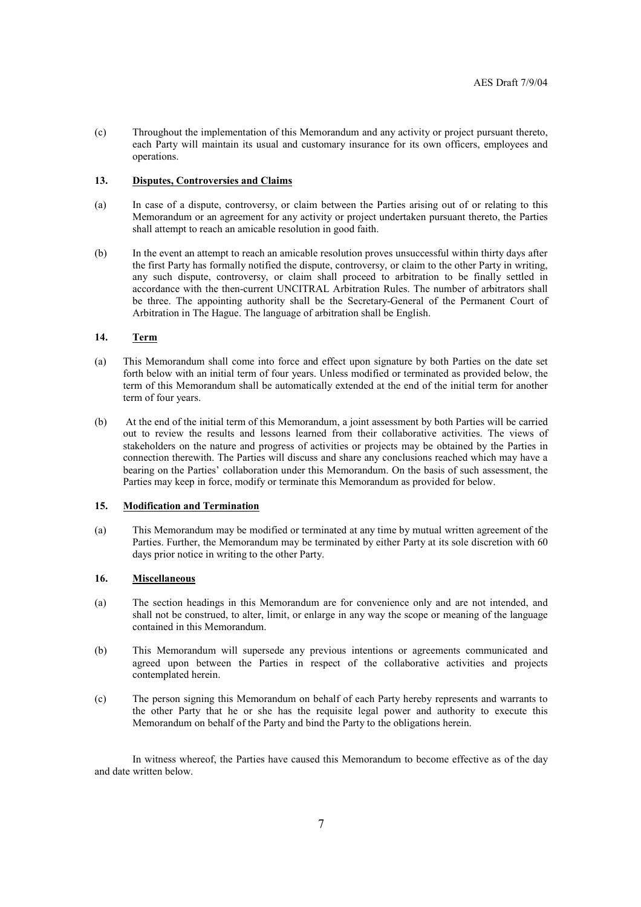(c) Throughout the implementation of this Memorandum and any activity or project pursuant thereto, each Party will maintain its usual and customary insurance for its own officers, employees and operations.

## 13. Disputes, Controversies and Claims

(a) In case of a dispute, controversy, or claim between the Parties arising out of or relating to this Memorandum or an agreement for any activity or project undertaken pursuant thereto, the Parties shall attempt to reach an amicable resolution in good faith.

(b) In the event an attempt to reach an amicable resolution proves unsuccessful within thirty days after the first Party has formally notified the dispute, controversy, or claim to the other Party in writing, any such dispute, controversy, or claim shall proceed to arbitration to be finally settled in accordance with the then-current UNCITRAL Arbitration Rules. The number of arbitrators shall be three. The appointing authority shall be the Secretary-General of the Permanent Court of Arbitration in The Hague. The language of arbitration shall be English.

## 14. Term

(a) This Memorandum shall come into force and effect upon signature by both Parties on the date set forth below with an initial term of four years. Unless modified or terminated as provided below, the term of this Memorandum shall be automatically extended at the end of the initial term for another term of four years.

(b) At the end of the initial term of this Memorandum, a joint assessment by both Parties will be carried out to review the results and lessons learned from their collaborative activities. The views of stakeholders on the nature and progress of activities or projects may be obtained by the Parties in connection therewith. The Parties will discuss and share any conclusions reached which may have a bearing on the Parties' collaboration under this Memorandum. On the basis of such assessment, the Parties may keep in force, modify or terminate this Memorandum as provided for below.

## 15. Modification and Termination

(a) This Memorandum may be modified or terminated at any time by mutual written agreement of the Parties. Further, the Memorandum may be terminated by either Party at its sole discretion with 60 days prior notice in writing to the other Party.

## 16. Miscellaneous

(a) The section headings in this Memorandum are for convenience only and are not intended, and shall not be construed, to alter, limit, or enlarge in any way the scope or meaning of the language contained in this Memorandum.

(b) This Memorandum will supersede any previous intentions or agreements communicated and agreed upon between the Parties in respect of the collaborative activities and projects contemplated herein.

(c) The person signing this Memorandum on behalf of each Party hereby represents and warrants to the other Party that he or she has the requisite legal power and authority to execute this Memorandum on behalf of the Party and bind the Party to the obligations herein.

In witness whereof, the Parties have caused this Memorandum to become effective as of the day and date written below.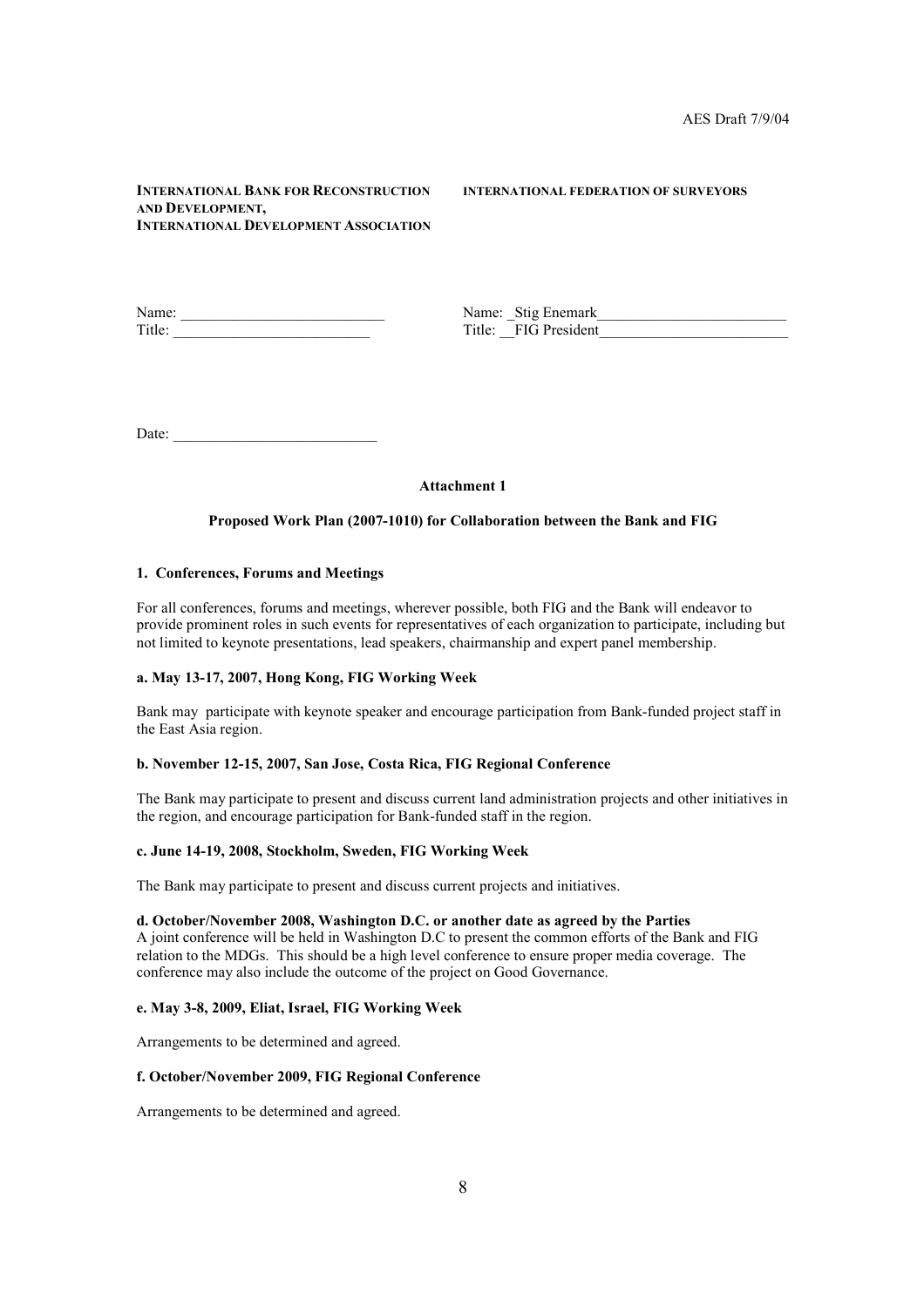AES Draft 7/9/04

**INTERNATIONAL BANK FOR RECONSTRUCTION AND DEVELOPMENT,**
**INTERNATIONAL DEVELOPMENT ASSOCIATION**

Name: ___________________________
Title: __________________________

Date: ___________________________

**INTERNATIONAL FEDERATION OF SURVEYORS**

Name: _Stig Enemark_________________________
Title: __FIG President________________________

**Attachment 1**

**Proposed Work Plan (2007-1010) for Collaboration between the Bank and FIG**

**1. Conferences, Forums and Meetings**

For all conferences, forums and meetings, wherever possible, both FIG and the Bank will endeavor to provide prominent roles in such events for representatives of each organization to participate, including but not limited to keynote presentations, lead speakers, chairmanship and expert panel membership.

**a. May 13-17, 2007, Hong Kong, FIG Working Week**

Bank may participate with keynote speaker and encourage participation from Bank-funded project staff in the East Asia region.

**b. November 12-15, 2007, San Jose, Costa Rica, FIG Regional Conference**

The Bank may participate to present and discuss current land administration projects and other initiatives in the region, and encourage participation for Bank-funded staff in the region.

**c. June 14-19, 2008, Stockholm, Sweden, FIG Working Week**

The Bank may participate to present and discuss current projects and initiatives.

**d. October/November 2008, Washington D.C. or another date as agreed by the Parties**
A joint conference will be held in Washington D.C to present the common efforts of the Bank and FIG relation to the MDGs. This should be a high level conference to ensure proper media coverage. The conference may also include the outcome of the project on Good Governance.

**e. May 3-8, 2009, Eliat, Israel, FIG Working Week**

Arrangements to be determined and agreed.

**f. October/November 2009, FIG Regional Conference**

Arrangements to be determined and agreed.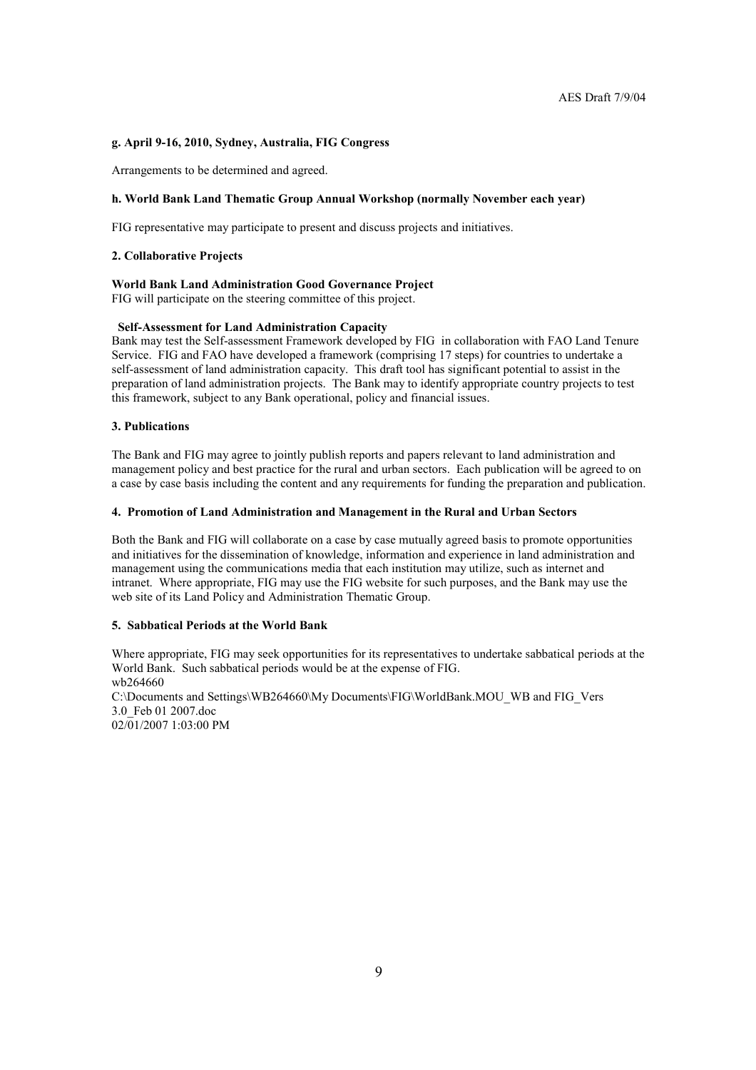**g. April 9-16, 2010, Sydney, Australia, FIG Congress**

Arrangements to be determined and agreed.

**h. World Bank Land Thematic Group Annual Workshop (normally November each year)**

FIG representative may participate to present and discuss projects and initiatives.

**2. Collaborative Projects**

**World Bank Land Administration Good Governance Project**
FIG will participate on the steering committee of this project.

**Self-Assessment for Land Administration Capacity**
Bank may test the Self-assessment Framework developed by FIG in collaboration with FAO Land Tenure Service. FIG and FAO have developed a framework (comprising 17 steps) for countries to undertake a self-assessment of land administration capacity. This draft tool has significant potential to assist in the preparation of land administration projects. The Bank may to identify appropriate country projects to test this framework, subject to any Bank operational, policy and financial issues.

**3. Publications**

The Bank and FIG may agree to jointly publish reports and papers relevant to land administration and management policy and best practice for the rural and urban sectors. Each publication will be agreed to on a case by case basis including the content and any requirements for funding the preparation and publication.

**4. Promotion of Land Administration and Management in the Rural and Urban Sectors**

Both the Bank and FIG will collaborate on a case by case mutually agreed basis to promote opportunities and initiatives for the dissemination of knowledge, information and experience in land administration and management using the communications media that each institution may utilize, such as internet and intranet. Where appropriate, FIG may use the FIG website for such purposes, and the Bank may use the web site of its Land Policy and Administration Thematic Group.

**5. Sabbatical Periods at the World Bank**

Where appropriate, FIG may seek opportunities for its representatives to undertake sabbatical periods at the World Bank. Such sabbatical periods would be at the expense of FIG.
wb264660
C:\Documents and Settings\WB264660\My Documents\FIG\WorldBank.MOU_WB and FIG_Vers 3.0_Feb 01 2007.doc
02/01/2007 1:03:00 PM